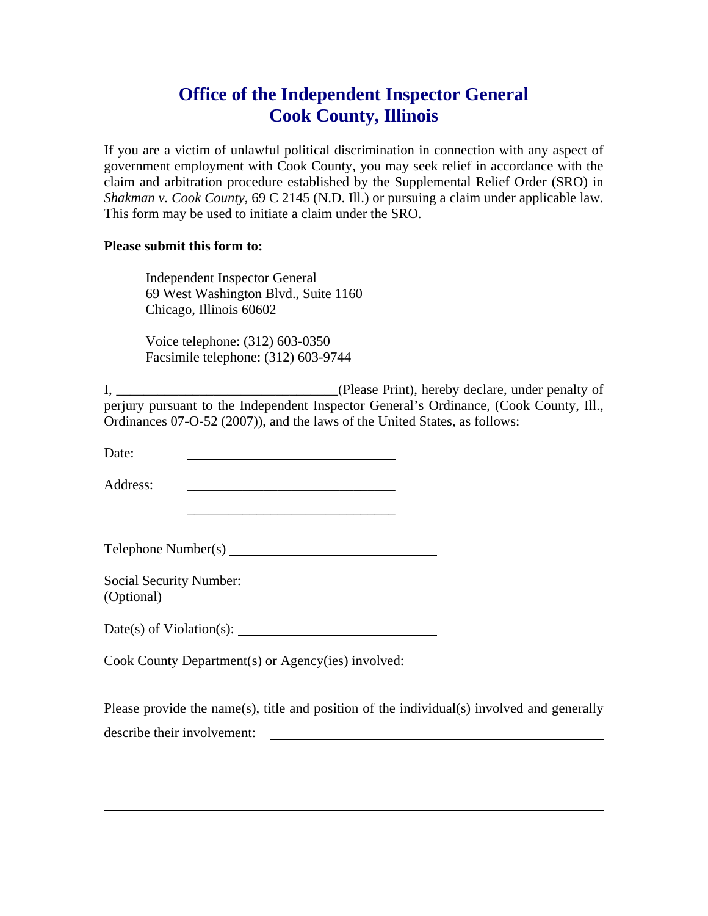# Office of the Independent Inspector General
# Cook County, Illinois

If you are a victim of unlawful political discrimination in connection with any aspect of government employment with Cook County, you may seek relief in accordance with the claim and arbitration procedure established by the Supplemental Relief Order (SRO) in *Shakman v. Cook County*, 69 C 2145 (N.D. Ill.) or pursuing a claim under applicable law. This form may be used to initiate a claim under the SRO.

**Please submit this form to:**

Independent Inspector General
69 West Washington Blvd., Suite 1160
Chicago, Illinois 60602

Voice telephone: (312) 603-0350
Facsimile telephone: (312) 603-9744

I, ________________________________(Please Print), hereby declare, under penalty of perjury pursuant to the Independent Inspector General's Ordinance, (Cook County, Ill., Ordinances 07-O-52 (2007)), and the laws of the United States, as follows:

Date: ______________________________

Address: ______________________________

______________________________

Telephone Number(s) ______________________________

Social Security Number: ______________________________
(Optional)

Date(s) of Violation(s): ______________________________

Cook County Department(s) or Agency(ies) involved: ______________________________

________________________________________________________________

Please provide the name(s), title and position of the individual(s) involved and generally describe their involvement: ______________________________________________

________________________________________________________________

________________________________________________________________

________________________________________________________________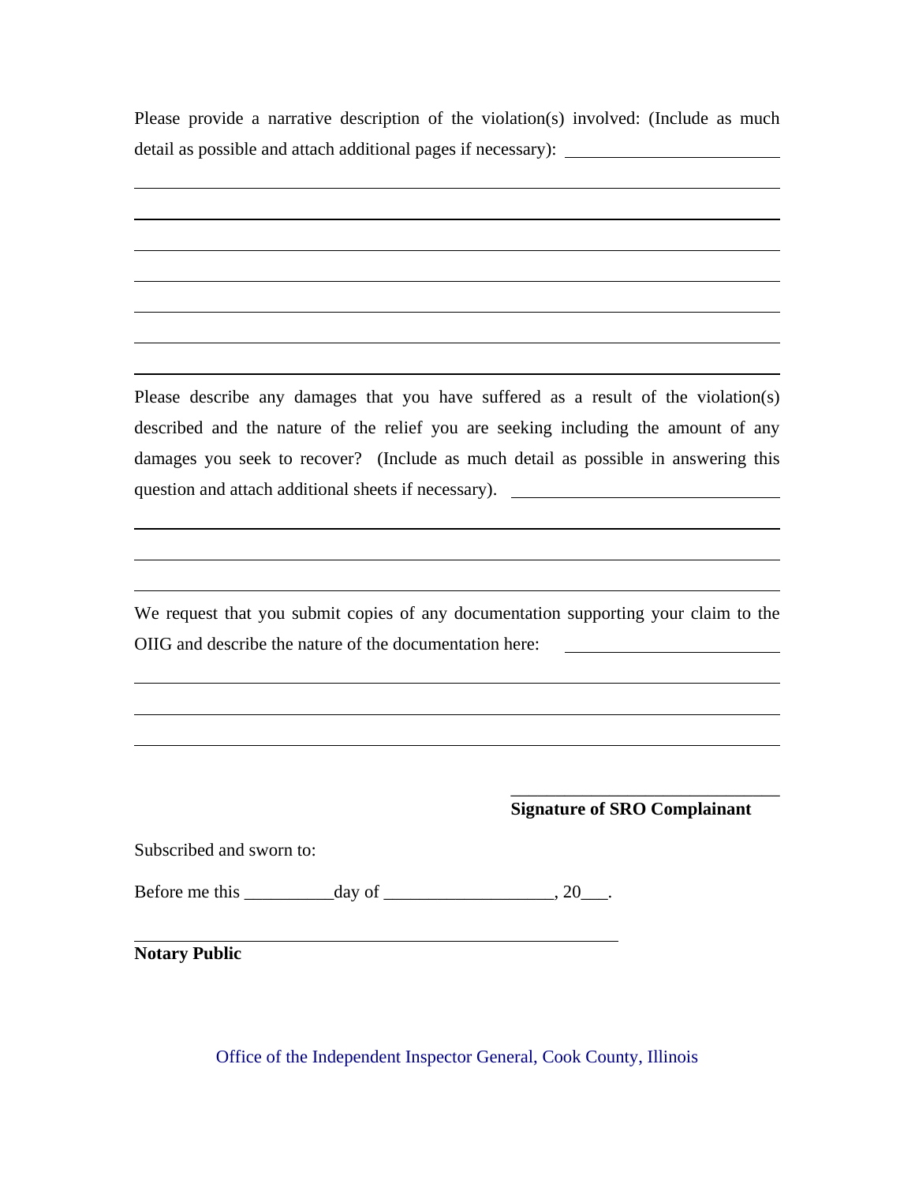Please provide a narrative description of the violation(s) involved: (Include as much detail as possible and attach additional pages if necessary): ________________________

______________________________________________________________________________

______________________________________________________________________________

______________________________________________________________________________

______________________________________________________________________________

______________________________________________________________________________

______________________________________________________________________________

______________________________________________________________________________

Please describe any damages that you have suffered as a result of the violation(s) described and the nature of the relief you are seeking including the amount of any damages you seek to recover? (Include as much detail as possible in answering this question and attach additional sheets if necessary). ______________________________

______________________________________________________________________________

______________________________________________________________________________

______________________________________________________________________________

We request that you submit copies of any documentation supporting your claim to the OIIG and describe the nature of the documentation here: ________________________

______________________________________________________________________________

______________________________________________________________________________

______________________________________________________________________________

________________________________
**Signature of SRO Complainant**

Subscribed and sworn to:

Before me this __________day of ___________________, 20___.

____________________________________________________________
**Notary Public**

Office of the Independent Inspector General, Cook County, Illinois